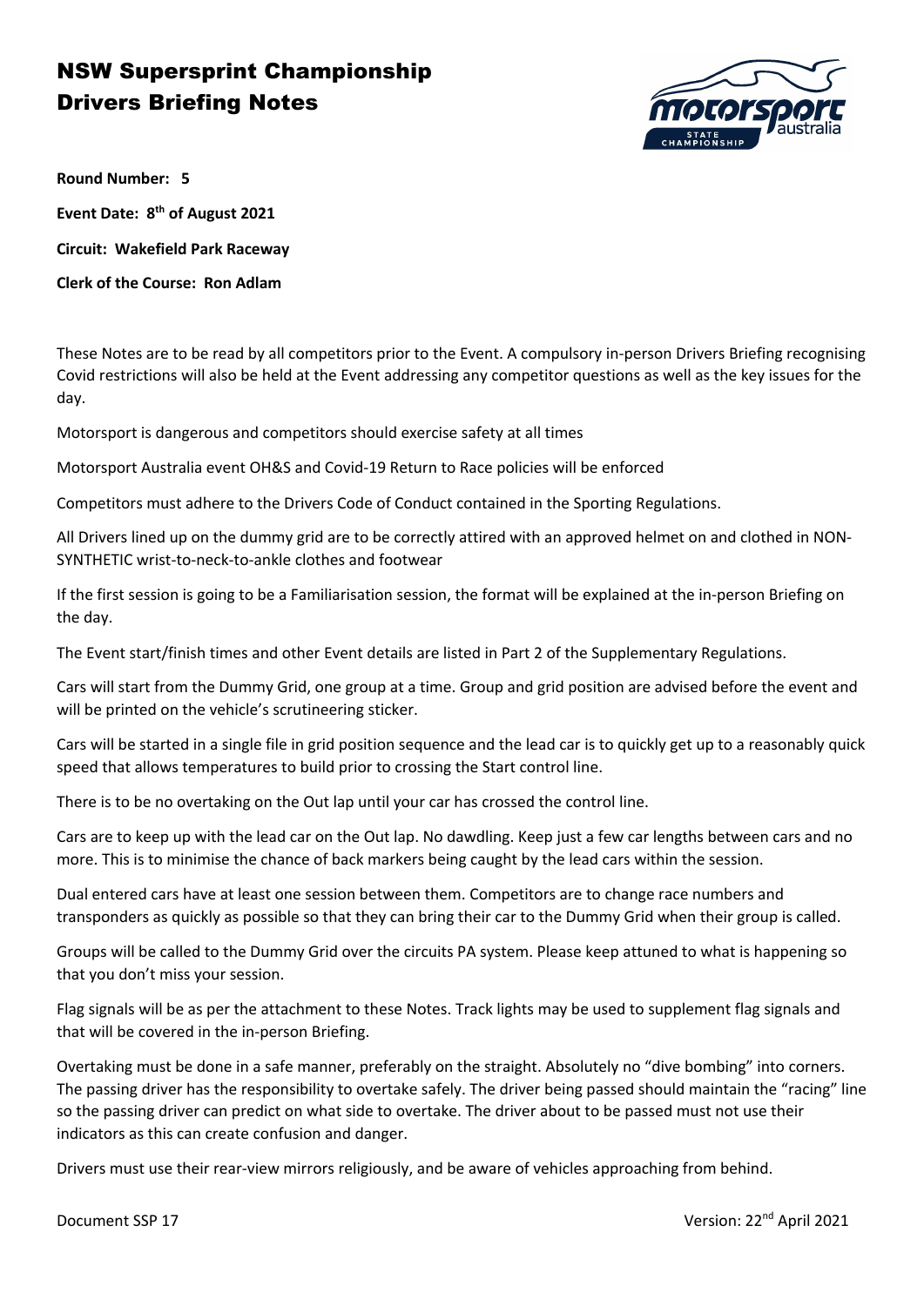# NSW Supersprint Championship
# Drivers Briefing Notes

**Round Number: 5**

**Event Date: 8th of August 2021**

**Circuit: Wakefield Park Raceway**

**Clerk of the Course: Ron Adlam**

These Notes are to be read by all competitors prior to the Event. A compulsory in-person Drivers Briefing recognising Covid restrictions will also be held at the Event addressing any competitor questions as well as the key issues for the day.

Motorsport is dangerous and competitors should exercise safety at all times

Motorsport Australia event OH&S and Covid-19 Return to Race policies will be enforced

Competitors must adhere to the Drivers Code of Conduct contained in the Sporting Regulations.

All Drivers lined up on the dummy grid are to be correctly attired with an approved helmet on and clothed in NON-SYNTHETIC wrist-to-neck-to-ankle clothes and footwear

If the first session is going to be a Familiarisation session, the format will be explained at the in-person Briefing on the day.

The Event start/finish times and other Event details are listed in Part 2 of the Supplementary Regulations.

Cars will start from the Dummy Grid, one group at a time. Group and grid position are advised before the event and will be printed on the vehicle's scrutineering sticker.

Cars will be started in a single file in grid position sequence and the lead car is to quickly get up to a reasonably quick speed that allows temperatures to build prior to crossing the Start control line.

There is to be no overtaking on the Out lap until your car has crossed the control line.

Cars are to keep up with the lead car on the Out lap. No dawdling. Keep just a few car lengths between cars and no more. This is to minimise the chance of back markers being caught by the lead cars within the session.

Dual entered cars have at least one session between them. Competitors are to change race numbers and transponders as quickly as possible so that they can bring their car to the Dummy Grid when their group is called.

Groups will be called to the Dummy Grid over the circuits PA system. Please keep attuned to what is happening so that you don't miss your session.

Flag signals will be as per the attachment to these Notes. Track lights may be used to supplement flag signals and that will be covered in the in-person Briefing.

Overtaking must be done in a safe manner, preferably on the straight. Absolutely no "dive bombing" into corners. The passing driver has the responsibility to overtake safely. The driver being passed should maintain the "racing" line so the passing driver can predict on what side to overtake. The driver about to be passed must not use their indicators as this can create confusion and danger.

Drivers must use their rear-view mirrors religiously, and be aware of vehicles approaching from behind.

Document SSP 17 Version: 22nd April 2021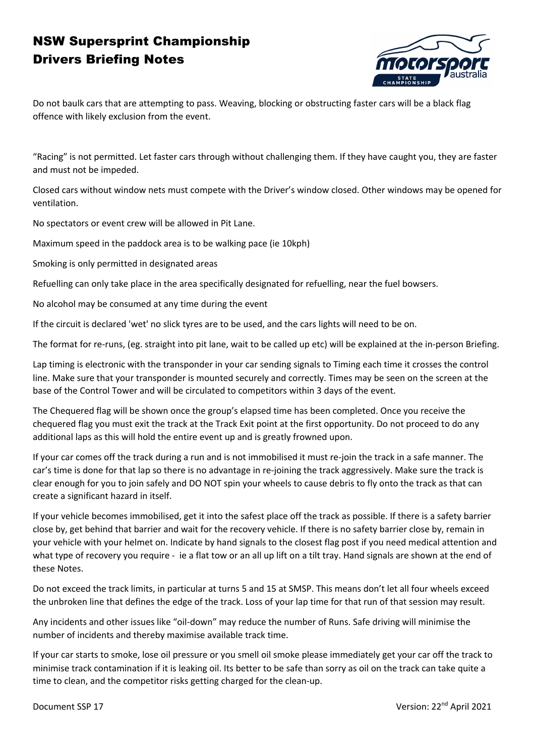Do not baulk cars that are attempting to pass. Weaving, blocking or obstructing faster cars will be a black flag offence with likely exclusion from the event.

"Racing" is not permitted. Let faster cars through without challenging them. If they have caught you, they are faster and must not be impeded.

Closed cars without window nets must compete with the Driver's window closed. Other windows may be opened for ventilation.

No spectators or event crew will be allowed in Pit Lane.

Maximum speed in the paddock area is to be walking pace (ie 10kph)

Smoking is only permitted in designated areas

Refuelling can only take place in the area specifically designated for refuelling, near the fuel bowsers.

No alcohol may be consumed at any time during the event

If the circuit is declared 'wet' no slick tyres are to be used, and the cars lights will need to be on.

The format for re-runs, (eg. straight into pit lane, wait to be called up etc) will be explained at the in-person Briefing.

Lap timing is electronic with the transponder in your car sending signals to Timing each time it crosses the control line. Make sure that your transponder is mounted securely and correctly. Times may be seen on the screen at the base of the Control Tower and will be circulated to competitors within 3 days of the event.

The Chequered flag will be shown once the group's elapsed time has been completed. Once you receive the chequered flag you must exit the track at the Track Exit point at the first opportunity. Do not proceed to do any additional laps as this will hold the entire event up and is greatly frowned upon.

If your car comes off the track during a run and is not immobilised it must re-join the track in a safe manner. The car's time is done for that lap so there is no advantage in re-joining the track aggressively. Make sure the track is clear enough for you to join safely and DO NOT spin your wheels to cause debris to fly onto the track as that can create a significant hazard in itself.

If your vehicle becomes immobilised, get it into the safest place off the track as possible. If there is a safety barrier close by, get behind that barrier and wait for the recovery vehicle. If there is no safety barrier close by, remain in your vehicle with your helmet on. Indicate by hand signals to the closest flag post if you need medical attention and what type of recovery you require - ie a flat tow or an all up lift on a tilt tray. Hand signals are shown at the end of these Notes.

Do not exceed the track limits, in particular at turns 5 and 15 at SMSP. This means don't let all four wheels exceed the unbroken line that defines the edge of the track. Loss of your lap time for that run of that session may result.

Any incidents and other issues like "oil-down" may reduce the number of Runs. Safe driving will minimise the number of incidents and thereby maximise available track time.

If your car starts to smoke, lose oil pressure or you smell oil smoke please immediately get your car off the track to minimise track contamination if it is leaking oil. Its better to be safe than sorry as oil on the track can take quite a time to clean, and the competitor risks getting charged for the clean-up.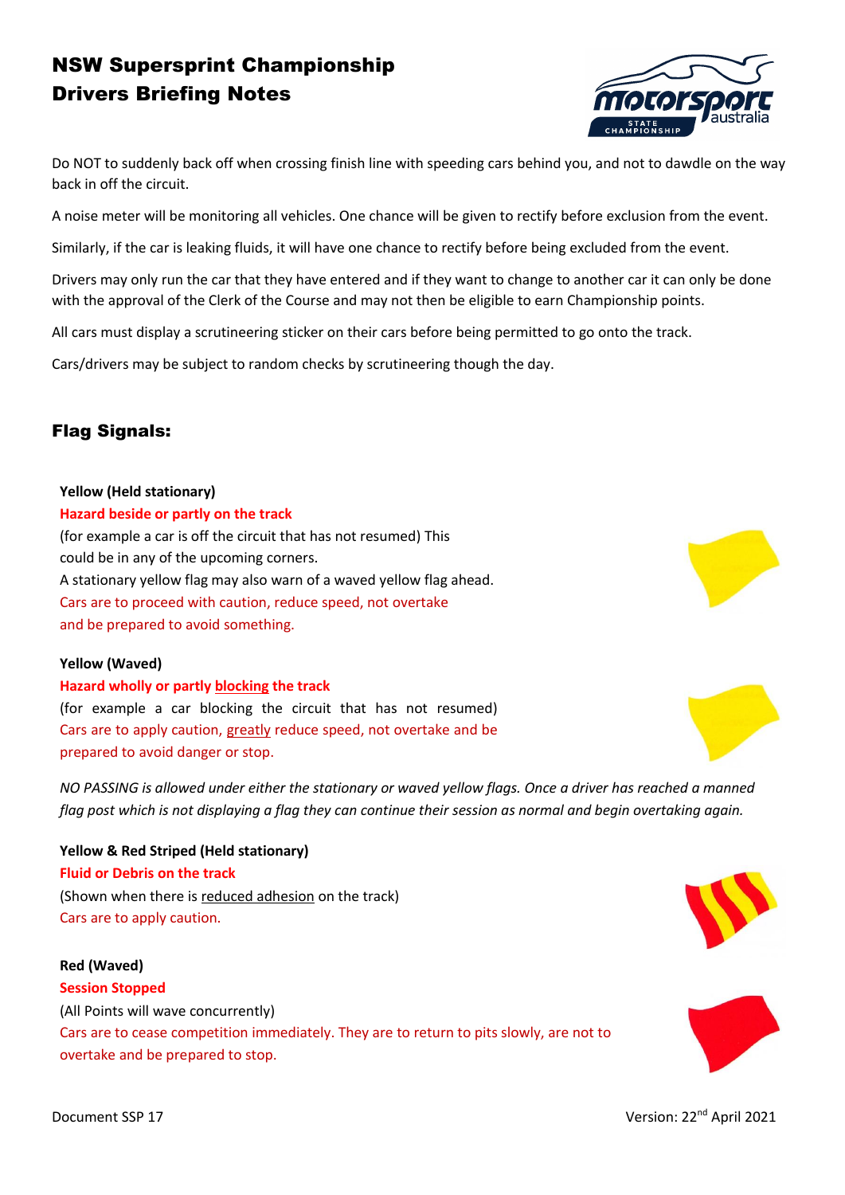# NSW Supersprint Championship
# Drivers Briefing Notes

Do NOT to suddenly back off when crossing finish line with speeding cars behind you, and not to dawdle on the way back in off the circuit.

A noise meter will be monitoring all vehicles. One chance will be given to rectify before exclusion from the event.

Similarly, if the car is leaking fluids, it will have one chance to rectify before being excluded from the event.

Drivers may only run the car that they have entered and if they want to change to another car it can only be done with the approval of the Clerk of the Course and may not then be eligible to earn Championship points.

All cars must display a scrutineering sticker on their cars before being permitted to go onto the track.

Cars/drivers may be subject to random checks by scrutineering though the day.

## Flag Signals:

**Yellow (Held stationary)**

**Hazard beside or partly on the track**

(for example a car is off the circuit that has not resumed) This could be in any of the upcoming corners.

A stationary yellow flag may also warn of a waved yellow flag ahead.

Cars are to proceed with caution, reduce speed, not overtake and be prepared to avoid something.

**Yellow (Waved)**

**Hazard wholly or partly blocking the track**

(for example a car blocking the circuit that has not resumed)

Cars are to apply caution, greatly reduce speed, not overtake and be prepared to avoid danger or stop.

*NO PASSING is allowed under either the stationary or waved yellow flags. Once a driver has reached a manned flag post which is not displaying a flag they can continue their session as normal and begin overtaking again.*

**Yellow & Red Striped (Held stationary)**

**Fluid or Debris on the track**

(Shown when there is reduced adhesion on the track)

Cars are to apply caution.

**Red (Waved)**

**Session Stopped**

(All Points will wave concurrently)

Cars are to cease competition immediately. They are to return to pits slowly, are not to overtake and be prepared to stop.

Document SSP 17 Version: 22nd April 2021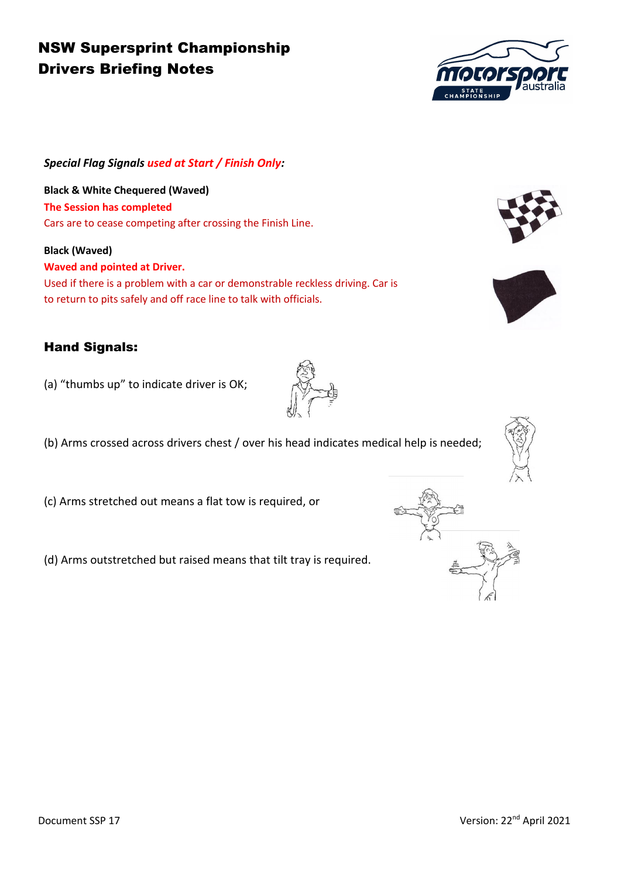# NSW Supersprint Championship
# Drivers Briefing Notes

***Special Flag Signals** used at Start / Finish Only:*

**Black & White Chequered (Waved)**
**The Session has completed**
Cars are to cease competing after crossing the Finish Line.

**Black (Waved)**
**Waved and pointed at Driver.**
Used if there is a problem with a car or demonstrable reckless driving. Car is to return to pits safely and off race line to talk with officials.

## Hand Signals:

(a) "thumbs up" to indicate driver is OK;

(b) Arms crossed across drivers chest / over his head indicates medical help is needed;

(c) Arms stretched out means a flat tow is required, or

(d) Arms outstretched but raised means that tilt tray is required.